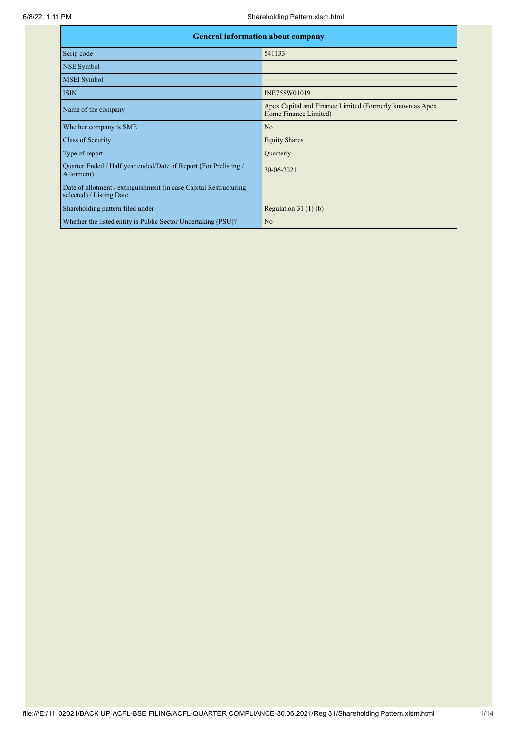| General information about company | |
|---|---|
| Scrip code | 541133 |
| NSE Symbol | |
| MSEI Symbol | |
| ISIN | INE758W01019 |
| Name of the company | Apex Capital and Finance Limited (Formerly known as Apex Home Finance Limited) |
| Whether company is SME | No |
| Class of Security | Equity Shares |
| Type of report | Quarterly |
| Quarter Ended / Half year ended/Date of Report (For Prelisting / Allotment) | 30-06-2021 |
| Date of allotment / extinguishment (in case Capital Restructuring selected) / Listing Date | |
| Shareholding pattern filed under | Regulation 31 (1) (b) |
| Whether the listed entity is Public Sector Undertaking (PSU)? | No |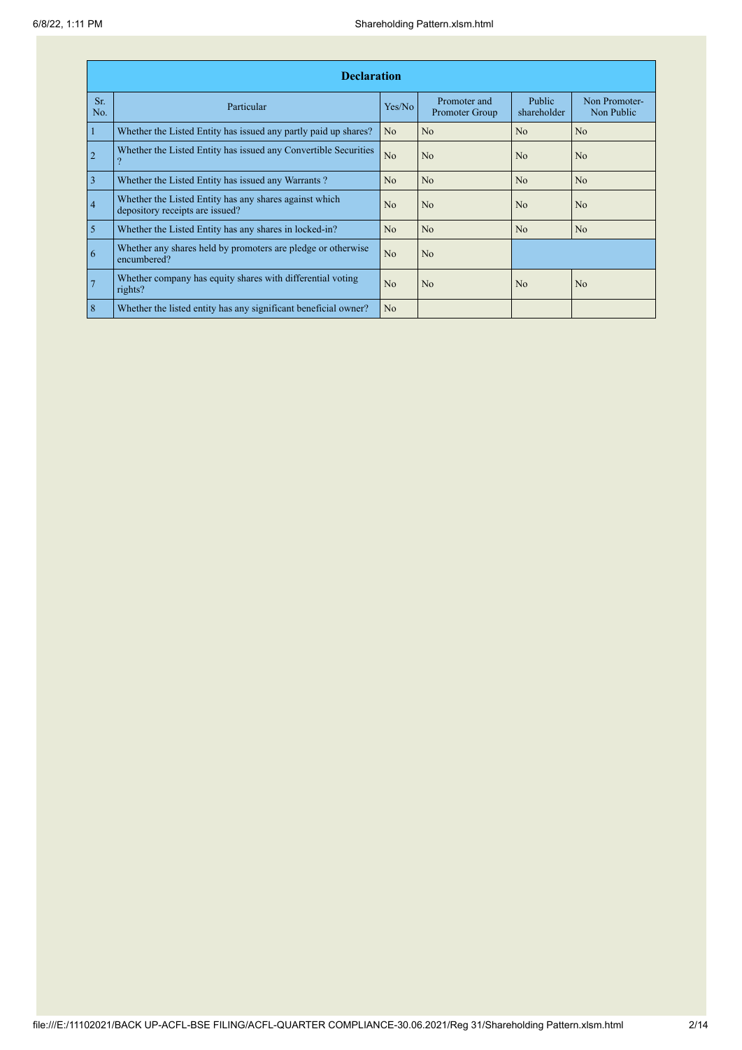| Declaration | | | | | |
|---|---|---|---|---|---|
| Sr. No. | Particular | Yes/No | Promoter and Promoter Group | Public shareholder | Non Promoter- Non Public |
| 1 | Whether the Listed Entity has issued any partly paid up shares? | No | No | No | No |
| 2 | Whether the Listed Entity has issued any Convertible Securities ? | No | No | No | No |
| 3 | Whether the Listed Entity has issued any Warrants ? | No | No | No | No |
| 4 | Whether the Listed Entity has any shares against which depository receipts are issued? | No | No | No | No |
| 5 | Whether the Listed Entity has any shares in locked-in? | No | No | No | No |
| 6 | Whether any shares held by promoters are pledge or otherwise encumbered? | No | No | | |
| 7 | Whether company has equity shares with differential voting rights? | No | No | No | No |
| 8 | Whether the listed entity has any significant beneficial owner? | No | | | |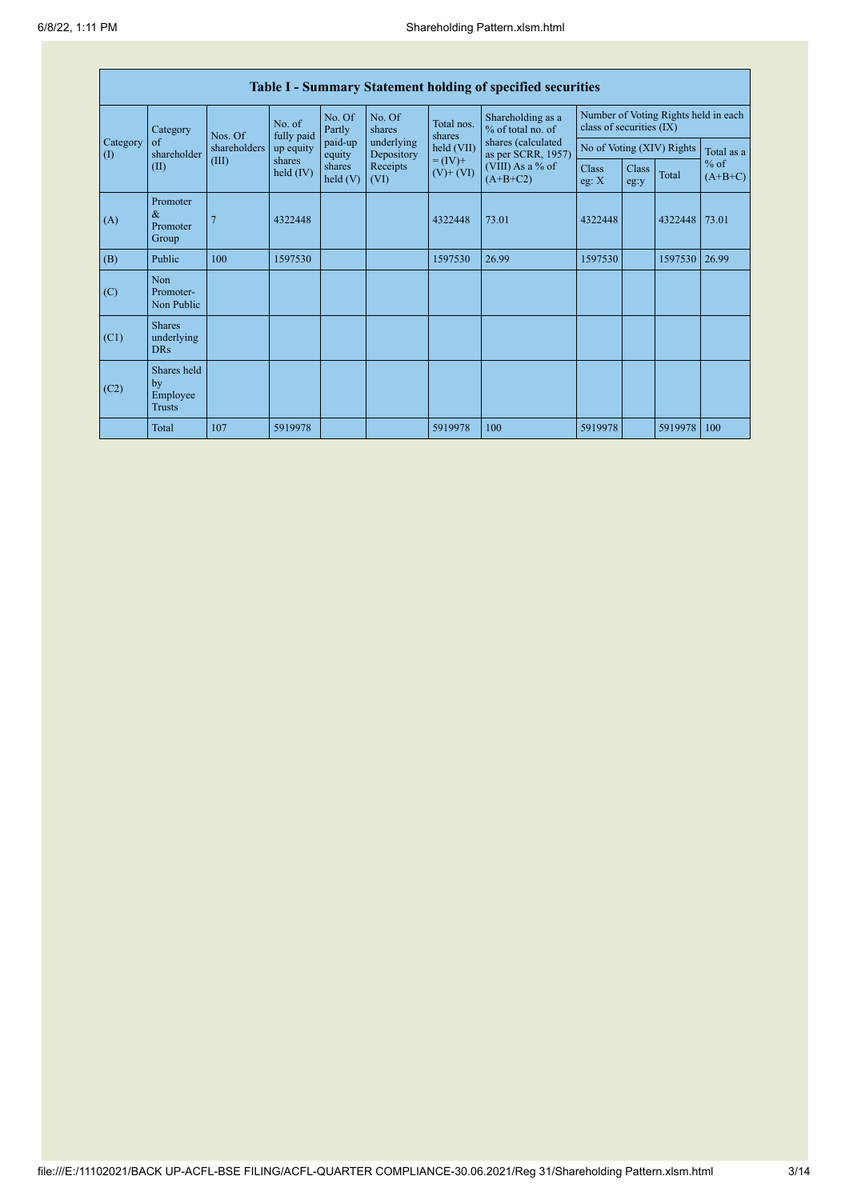| Table I - Summary Statement holding of specified securities | | | | | | | | | | | | |
|---|---|---|---|---|---|---|---|---|---|---|---|---|
| Category (I) | Category of shareholder (II) | Nos. Of shareholders (III) | No. of fully paid up equity shares held (IV) | No. Of Partly paid-up equity shares held (V) | No. Of shares underlying Depository Receipts (VI) | Total nos. shares held (VII) = (IV)+ (V)+ (VI) | Shareholding as a % of total no. of shares (calculated as per SCRR, 1957) (VIII) As a % of (A+B+C2) | Number of Voting Rights held in each class of securities (IX) | | | |
| | | | | | | | | No of Voting (XIV) Rights | | | Total as a % of (A+B+C) |
| | | | | | | | | Class eg: X | Class eg:y | Total | |
| (A) | Promoter & Promoter Group | 7 | 4322448 | | | 4322448 | 73.01 | 4322448 | | 4322448 | 73.01 |
| (B) | Public | 100 | 1597530 | | | 1597530 | 26.99 | 1597530 | | 1597530 | 26.99 |
| (C) | Non Promoter- Non Public | | | | | | | | | | |
| (C1) | Shares underlying DRs | | | | | | | | | | |
| (C2) | Shares held by Employee Trusts | | | | | | | | | | |
| | Total | 107 | 5919978 | | | 5919978 | 100 | 5919978 | | 5919978 | 100 |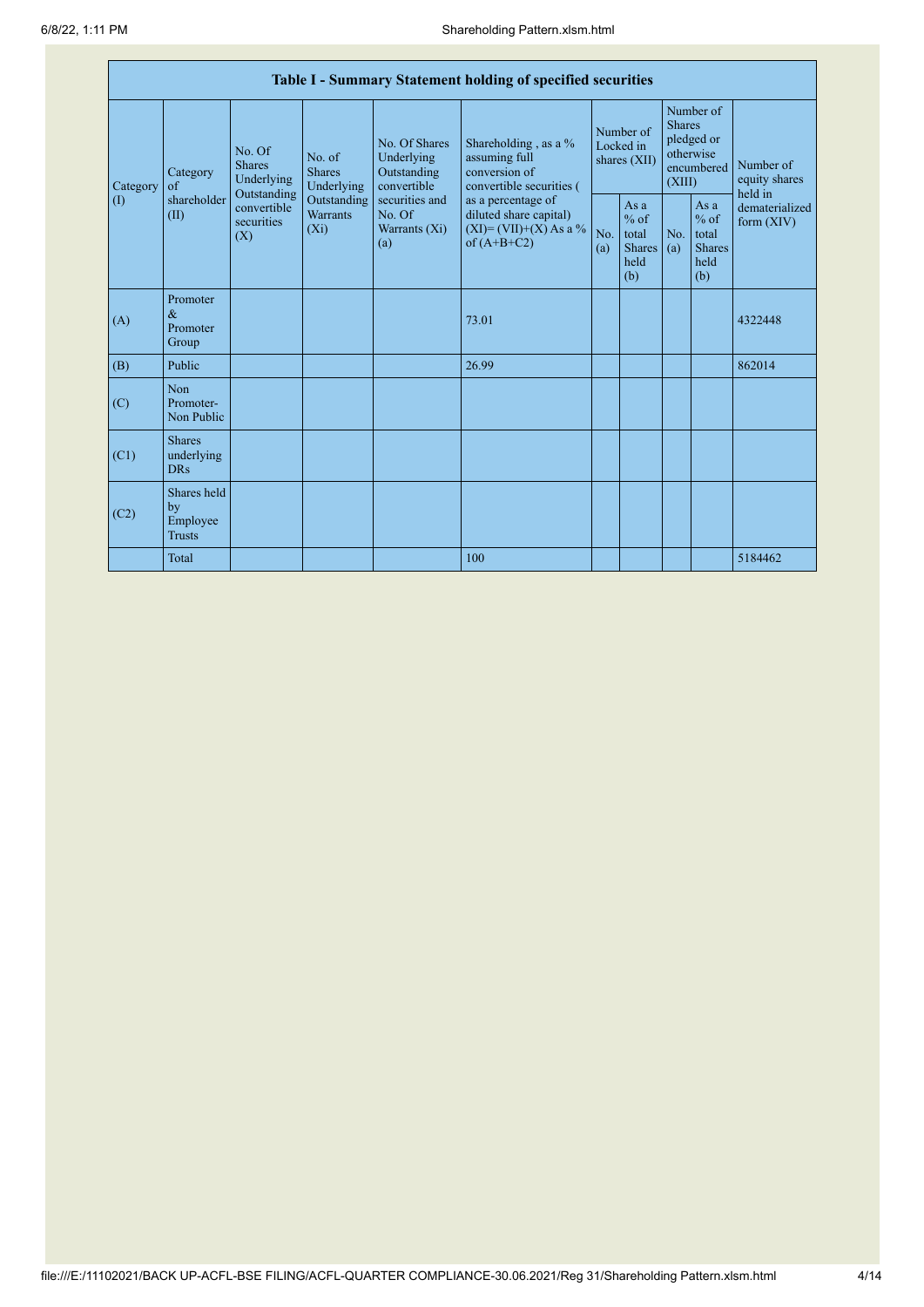| Table I - Summary Statement holding of specified securities | | | | | | | | | | | |
|---|---|---|---|---|---|---|---|---|---|---|---|
| Category (I) | Category of shareholder (II) | No. Of Shares Underlying Outstanding convertible securities (X) | No. of Shares Underlying Outstanding Warrants (Xi) | No. Of Shares Underlying Outstanding convertible securities and No. Of Warrants (Xi) (a) | Shareholding , as a % assuming full conversion of convertible securities ( as a percentage of diluted share capital) (XI)= (VII)+(X) As a % of (A+B+C2) | Number of Locked in shares (XII) | | Number of Shares pledged or otherwise encumbered (XIII) | | Number of equity shares held in dematerialized form (XIV) |
| | | | | | | No. (a) | As a % of total Shares held (b) | No. (a) | As a % of total Shares held (b) | |
| (A) | Promoter & Promoter Group | | | | 73.01 | | | | | 4322448 |
| (B) | Public | | | | 26.99 | | | | | 862014 |
| (C) | Non Promoter- Non Public | | | | | | | | | |
| (C1) | Shares underlying DRs | | | | | | | | | |
| (C2) | Shares held by Employee Trusts | | | | | | | | | |
| | Total | | | | 100 | | | | | 5184462 |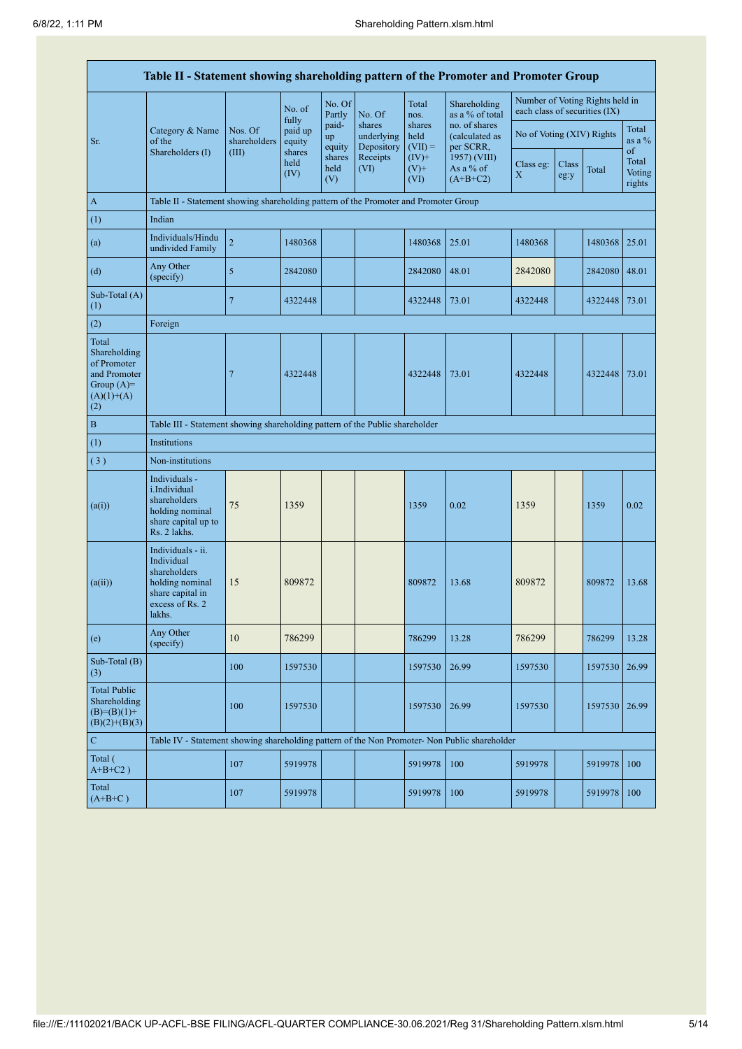| Table II - Statement showing shareholding pattern of the Promoter and Promoter Group | | | | | | | | | | | | |
|---|---|---|---|---|---|---|---|---|---|---|---|---|
| Sr. | Category & Name of the Shareholders (I) | Nos. Of shareholders (III) | No. of fully paid up equity shares held (IV) | No. Of Partly paid-up equity shares held (V) | No. Of shares underlying Depository Receipts (VI) | Total nos. shares held (VII) = (IV)+ (V)+ (VI) | Shareholding as a % of total no. of shares (calculated as per SCRR, 1957) (VIII) As a % of (A+B+C2) | Number of Voting Rights held in each class of securities (IX) | | | |
| | | | | | | | | No of Voting (XIV) Rights | | | Total as a % of Total Voting rights |
| | | | | | | | | Class eg: X | Class eg:y | Total | |
| A | Table II - Statement showing shareholding pattern of the Promoter and Promoter Group | | | | | | | | | | |
| (1) | Indian | | | | | | | | | | |
| (a) | Individuals/Hindu undivided Family | 2 | 1480368 | | | 1480368 | 25.01 | 1480368 | | 1480368 | 25.01 |
| (d) | Any Other (specify) | 5 | 2842080 | | | 2842080 | 48.01 | 2842080 | | 2842080 | 48.01 |
| Sub-Total (A) (1) | | 7 | 4322448 | | | 4322448 | 73.01 | 4322448 | | 4322448 | 73.01 |
| (2) | Foreign | | | | | | | | | | |
| Total Shareholding of Promoter and Promoter Group (A)= (A)(1)+(A)(2) | | 7 | 4322448 | | | 4322448 | 73.01 | 4322448 | | 4322448 | 73.01 |
| B | Table III - Statement showing shareholding pattern of the Public shareholder | | | | | | | | | | |
| (1) | Institutions | | | | | | | | | | |
| (3) | Non-institutions | | | | | | | | | | |
| (a(i)) | Individuals - i.Individual shareholders holding nominal share capital up to Rs. 2 lakhs. | 75 | 1359 | | | 1359 | 0.02 | 1359 | | 1359 | 0.02 |
| (a(ii)) | Individuals - ii. Individual shareholders holding nominal share capital in excess of Rs. 2 lakhs. | 15 | 809872 | | | 809872 | 13.68 | 809872 | | 809872 | 13.68 |
| (e) | Any Other (specify) | 10 | 786299 | | | 786299 | 13.28 | 786299 | | 786299 | 13.28 |
| Sub-Total (B) (3) | | 100 | 1597530 | | | 1597530 | 26.99 | 1597530 | | 1597530 | 26.99 |
| Total Public Shareholding (B)=(B)(1)+(B)(2)+(B)(3) | | 100 | 1597530 | | | 1597530 | 26.99 | 1597530 | | 1597530 | 26.99 |
| C | Table IV - Statement showing shareholding pattern of the Non Promoter- Non Public shareholder | | | | | | | | | | |
| Total ( A+B+C2 ) | | 107 | 5919978 | | | 5919978 | 100 | 5919978 | | 5919978 | 100 |
| Total (A+B+C ) | | 107 | 5919978 | | | 5919978 | 100 | 5919978 | | 5919978 | 100 |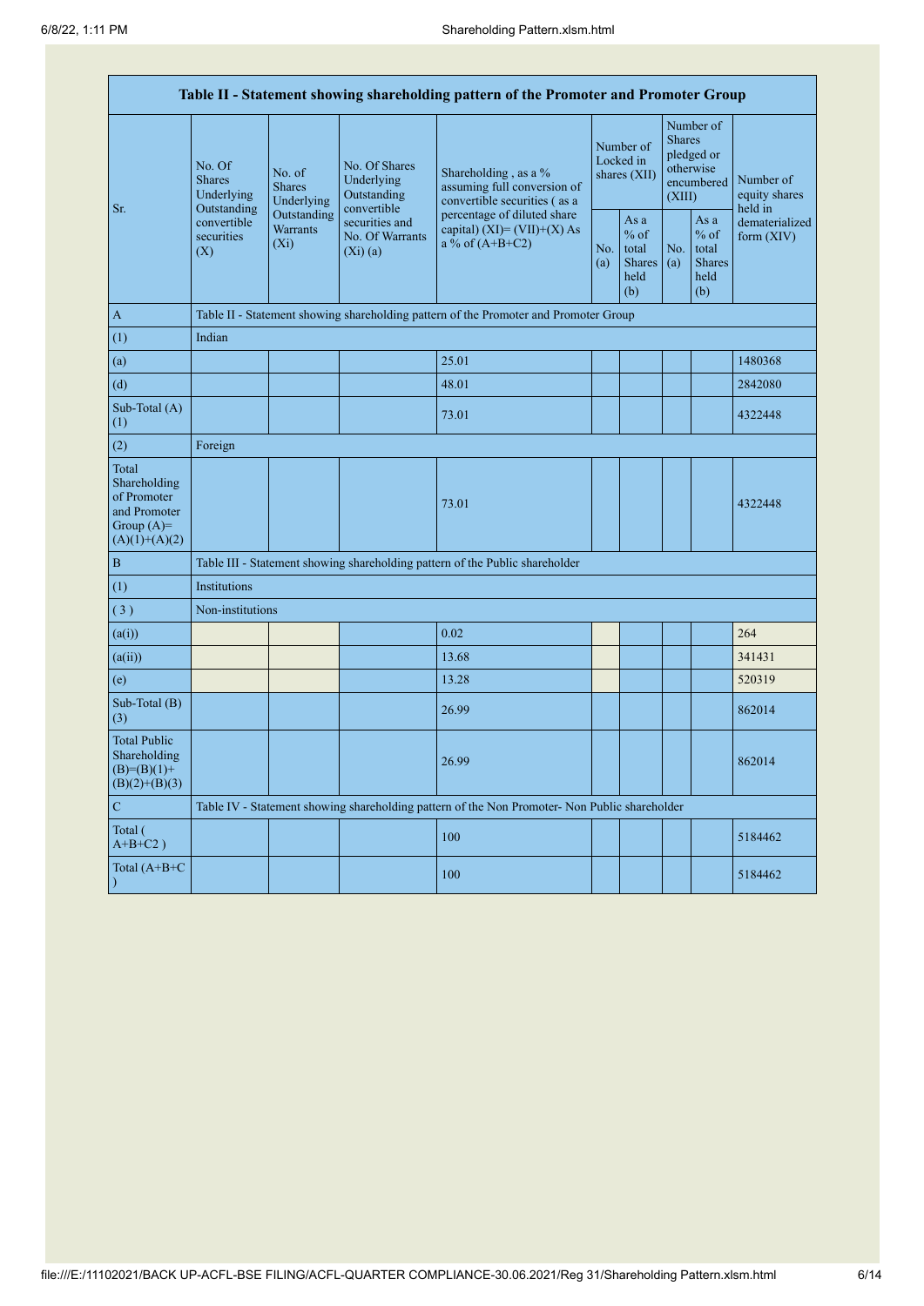| Table II - Statement showing shareholding pattern of the Promoter and Promoter Group | | | | | | | | | |
|---|---|---|---|---|---|---|---|---|---|
| Sr. | No. Of Shares Underlying Outstanding convertible securities (X) | No. of Shares Underlying Outstanding Warrants (Xi) | No. Of Shares Underlying Outstanding convertible securities and No. Of Warrants (Xi) (a) | Shareholding , as a % assuming full conversion of convertible securities ( as a percentage of diluted share capital) (XI)= (VII)+(X) As a % of (A+B+C2) | Number of Locked in shares (XII) | | Number of Shares pledged or otherwise encumbered (XIII) | | Number of equity shares held in dematerialized form (XIV) |
| | | | | | No. (a) | As a % of total Shares held (b) | No. (a) | As a % of total Shares held (b) | |
| A | Table II - Statement showing shareholding pattern of the Promoter and Promoter Group | | | | | | | | |
| (1) | Indian | | | | | | | | |
| (a) | | | | 25.01 | | | | | 1480368 |
| (d) | | | | 48.01 | | | | | 2842080 |
| Sub-Total (A) (1) | | | | 73.01 | | | | | 4322448 |
| (2) | Foreign | | | | | | | | |
| Total Shareholding of Promoter and Promoter Group (A)=(A)(1)+(A)(2) | | | | 73.01 | | | | | 4322448 |
| B | Table III - Statement showing shareholding pattern of the Public shareholder | | | | | | | | |
| (1) | Institutions | | | | | | | | |
| (3) | Non-institutions | | | | | | | | |
| (a(i)) | | | | 0.02 | | | | | 264 |
| (a(ii)) | | | | 13.68 | | | | | 341431 |
| (e) | | | | 13.28 | | | | | 520319 |
| Sub-Total (B) (3) | | | | 26.99 | | | | | 862014 |
| Total Public Shareholding (B)=(B)(1)+(B)(2)+(B)(3) | | | | 26.99 | | | | | 862014 |
| C | Table IV - Statement showing shareholding pattern of the Non Promoter- Non Public shareholder | | | | | | | | |
| Total ( A+B+C2 ) | | | | 100 | | | | | 5184462 |
| Total (A+B+C ) | | | | 100 | | | | | 5184462 |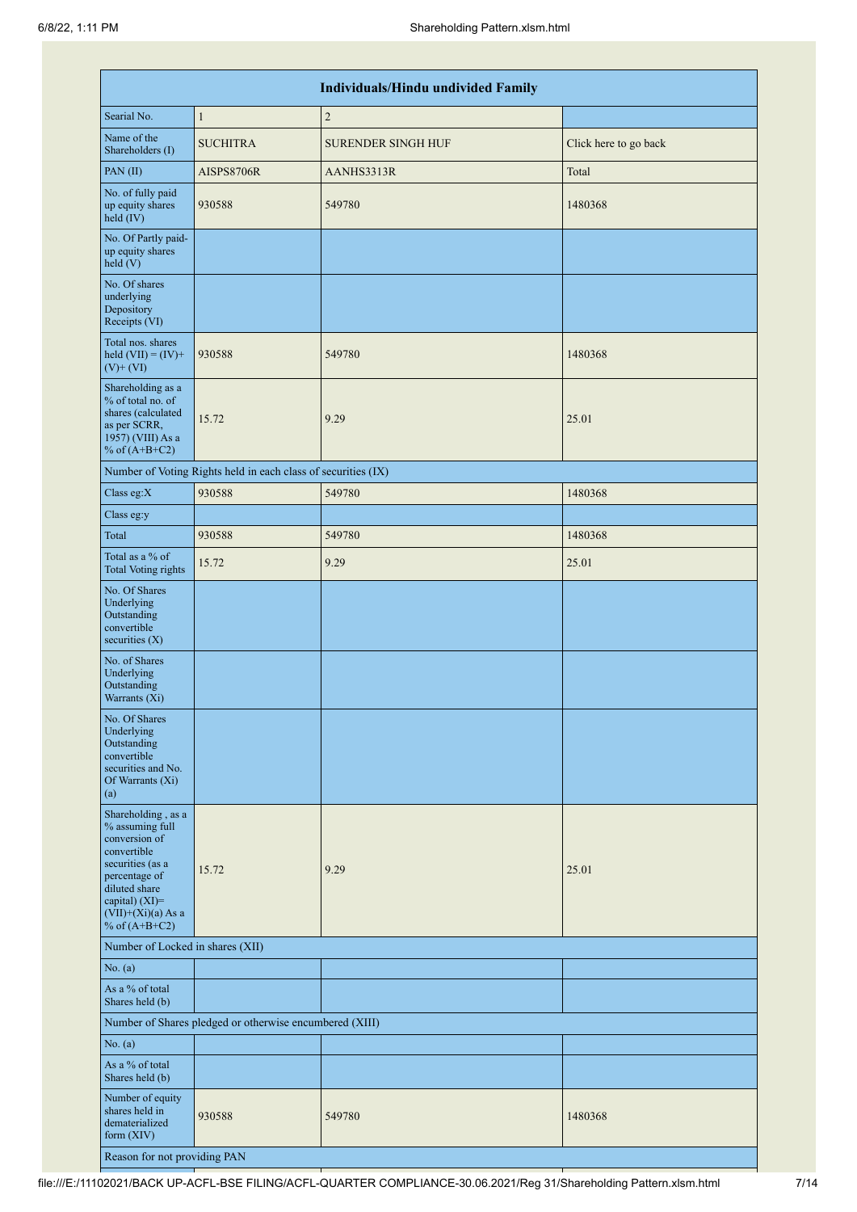| Individuals/Hindu undivided Family | | | |
|---|---|---|---|
| Searial No. | 1 | 2 | |
| Name of the Shareholders (I) | SUCHITRA | SURENDER SINGH HUF | Click here to go back |
| PAN (II) | AISPS8706R | AANHS3313R | Total |
| No. of fully paid up equity shares held (IV) | 930588 | 549780 | 1480368 |
| No. Of Partly paid-up equity shares held (V) | | | |
| No. Of shares underlying Depository Receipts (VI) | | | |
| Total nos. shares held (VII) = (IV)+ (V)+ (VI) | 930588 | 549780 | 1480368 |
| Shareholding as a % of total no. of shares (calculated as per SCRR, 1957) (VIII) As a % of (A+B+C2) | 15.72 | 9.29 | 25.01 |
| Number of Voting Rights held in each class of securities (IX) | | | |
| Class eg:X | 930588 | 549780 | 1480368 |
| Class eg:y | | | |
| Total | 930588 | 549780 | 1480368 |
| Total as a % of Total Voting rights | 15.72 | 9.29 | 25.01 |
| No. Of Shares Underlying Outstanding convertible securities (X) | | | |
| No. of Shares Underlying Outstanding Warrants (Xi) | | | |
| No. Of Shares Underlying Outstanding convertible securities and No. Of Warrants (Xi) (a) | | | |
| Shareholding , as a % assuming full conversion of convertible securities (as a percentage of diluted share capital) (XI)= (VII)+(Xi)(a) As a % of (A+B+C2) | 15.72 | 9.29 | 25.01 |
| Number of Locked in shares (XII) | | | |
| No. (a) | | | |
| As a % of total Shares held (b) | | | |
| Number of Shares pledged or otherwise encumbered (XIII) | | | |
| No. (a) | | | |
| As a % of total Shares held (b) | | | |
| Number of equity shares held in dematerialized form (XIV) | 930588 | 549780 | 1480368 |
| Reason for not providing PAN | | | |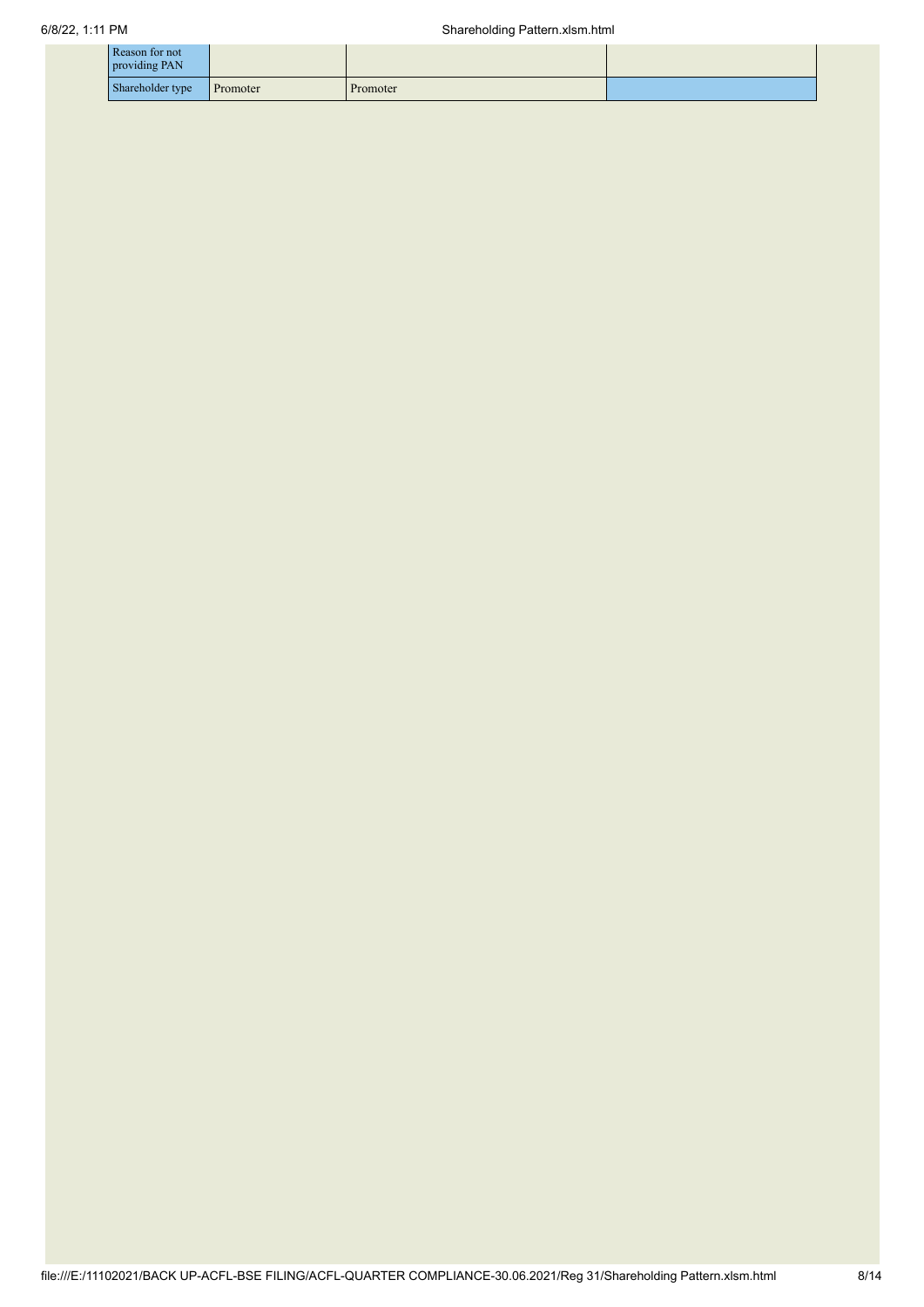| | | | |
|---|---|---|---|
| Reason for not providing PAN | | | |
| Shareholder type | Promoter | Promoter | |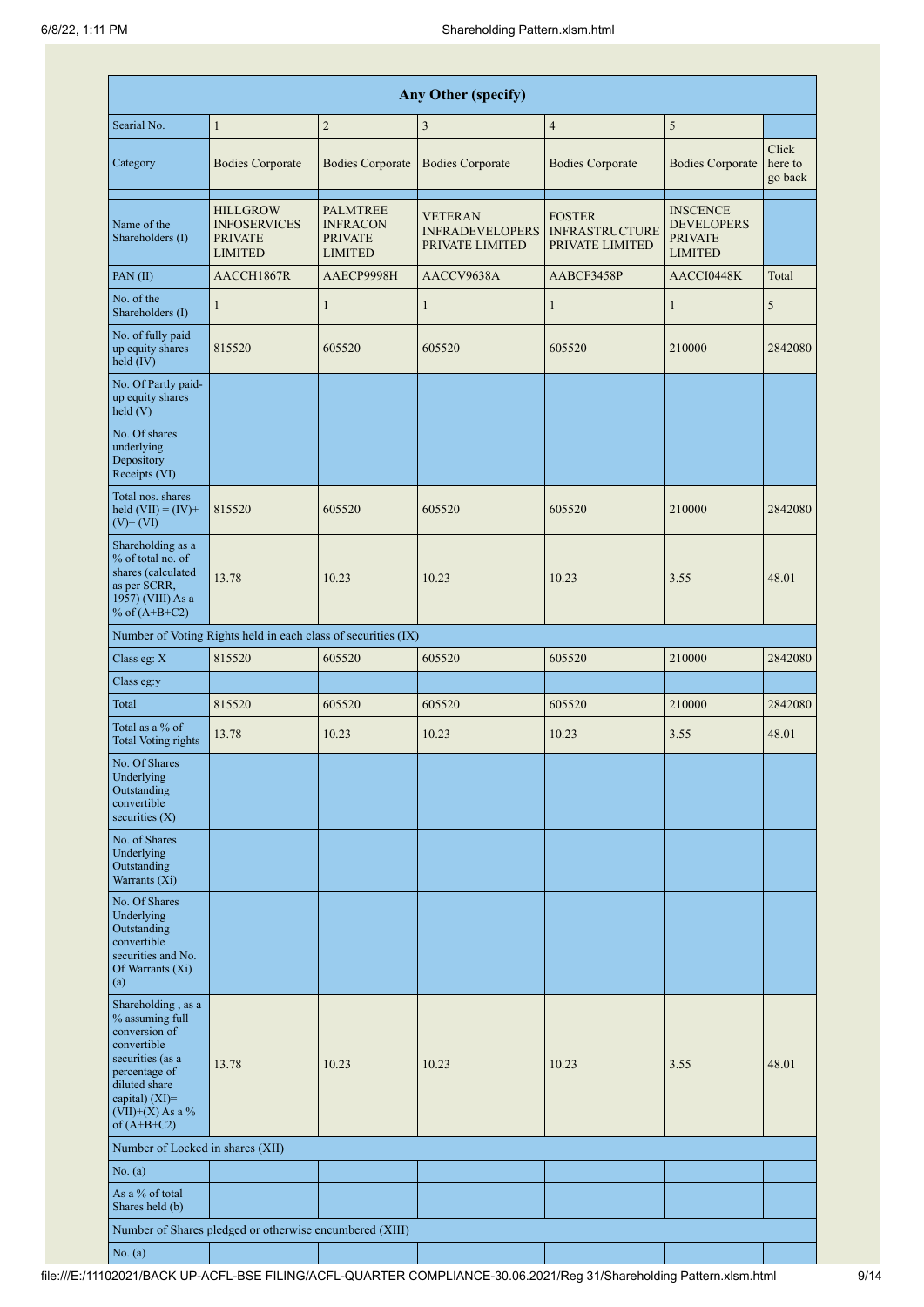| Any Other (specify) | | | | | | |
|---|---|---|---|---|---|---|
| Searial No. | 1 | 2 | 3 | 4 | 5 | |
| Category | Bodies Corporate | Bodies Corporate | Bodies Corporate | Bodies Corporate | Bodies Corporate | Click here to go back |
| Name of the Shareholders (I) | HILLGROW INFOSERVICES PRIVATE LIMITED | PALMTREE INFRACON PRIVATE LIMITED | VETERAN INFRADEVELOPERS PRIVATE LIMITED | FOSTER INFRASTRUCTURE PRIVATE LIMITED | INSCENCE DEVELOPERS PRIVATE LIMITED | |
| PAN (II) | AACCH1867R | AAECP9998H | AACCV9638A | AABCF3458P | AACCI0448K | Total |
| No. of the Shareholders (I) | 1 | 1 | 1 | 1 | 1 | 5 |
| No. of fully paid up equity shares held (IV) | 815520 | 605520 | 605520 | 605520 | 210000 | 2842080 |
| No. Of Partly paid-up equity shares held (V) | | | | | | |
| No. Of shares underlying Depository Receipts (VI) | | | | | | |
| Total nos. shares held (VII) = (IV)+ (V)+ (VI) | 815520 | 605520 | 605520 | 605520 | 210000 | 2842080 |
| Shareholding as a % of total no. of shares (calculated as per SCRR, 1957) (VIII) As a % of (A+B+C2) | 13.78 | 10.23 | 10.23 | 10.23 | 3.55 | 48.01 |
| Number of Voting Rights held in each class of securities (IX) | | | | | | |
| Class eg: X | 815520 | 605520 | 605520 | 605520 | 210000 | 2842080 |
| Class eg:y | | | | | | |
| Total | 815520 | 605520 | 605520 | 605520 | 210000 | 2842080 |
| Total as a % of Total Voting rights | 13.78 | 10.23 | 10.23 | 10.23 | 3.55 | 48.01 |
| No. Of Shares Underlying Outstanding convertible securities (X) | | | | | | |
| No. of Shares Underlying Outstanding Warrants (Xi) | | | | | | |
| No. Of Shares Underlying Outstanding convertible securities and No. Of Warrants (Xi) (a) | | | | | | |
| Shareholding , as a % assuming full conversion of convertible securities (as a percentage of diluted share capital) (XI)= (VII)+(X) As a % of (A+B+C2) | 13.78 | 10.23 | 10.23 | 10.23 | 3.55 | 48.01 |
| Number of Locked in shares (XII) | | | | | | |
| No. (a) | | | | | | |
| As a % of total Shares held (b) | | | | | | |
| Number of Shares pledged or otherwise encumbered (XIII) | | | | | | |
| No. (a) | | | | | | |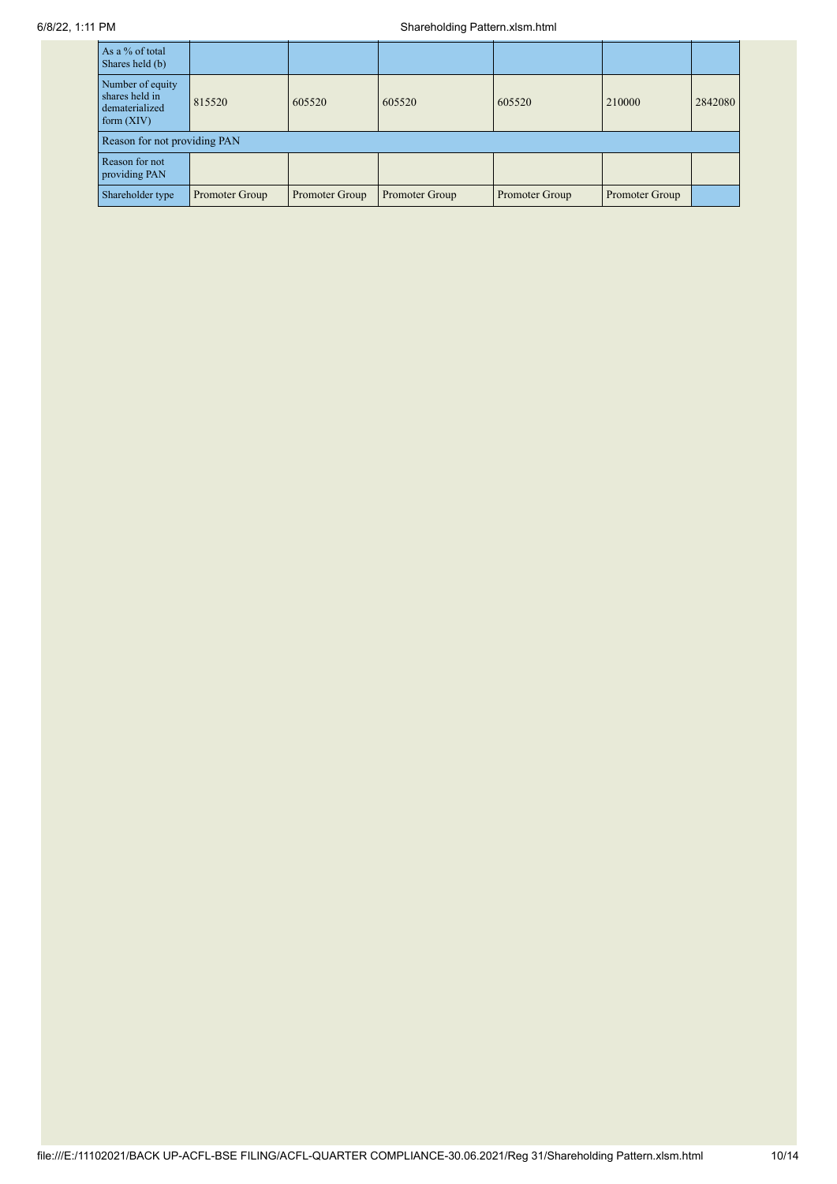| | | | | | | |
|---|---|---|---|---|---|---|
| As a % of total Shares held (b) | | | | | | |
| Number of equity shares held in dematerialized form (XIV) | 815520 | 605520 | 605520 | 605520 | 210000 | 2842080 |
| Reason for not providing PAN | | | | | | |
| Reason for not providing PAN | | | | | | |
| Shareholder type | Promoter Group | Promoter Group | Promoter Group | Promoter Group | Promoter Group | |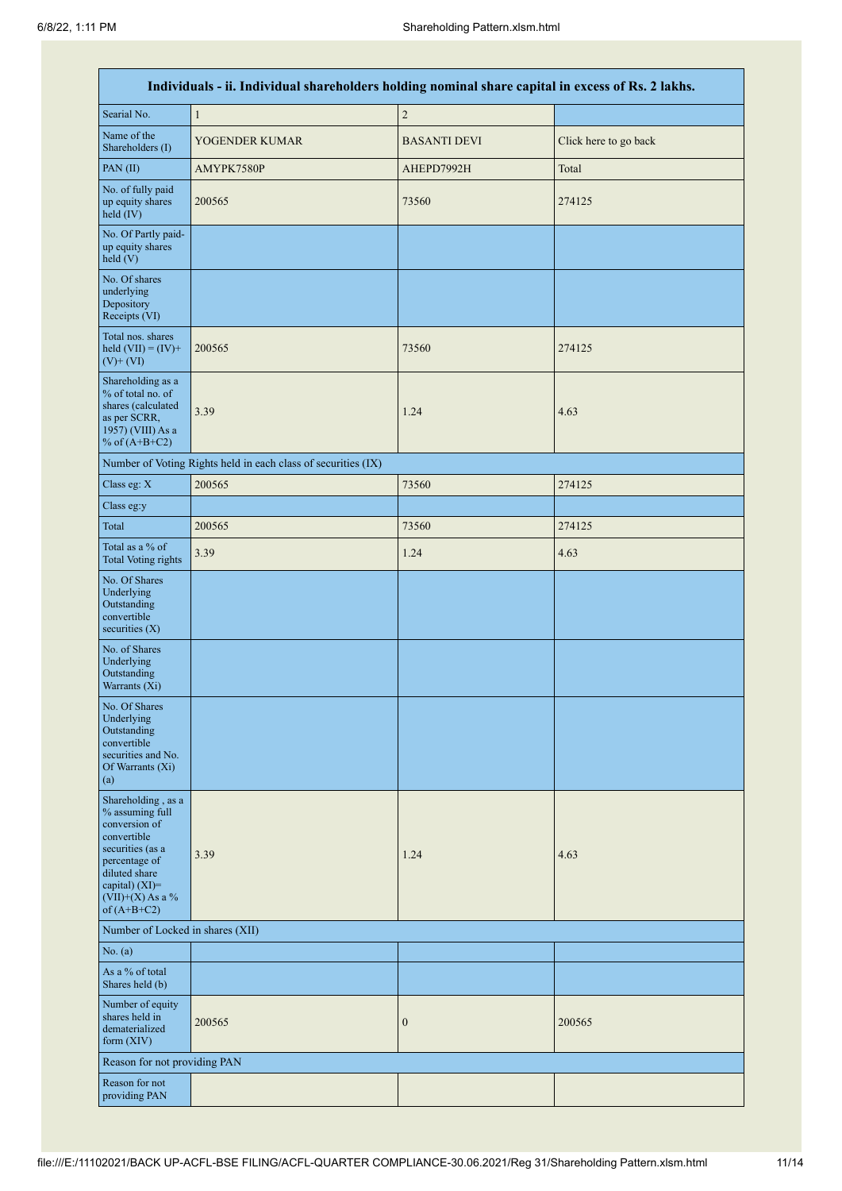| Individuals - ii. Individual shareholders holding nominal share capital in excess of Rs. 2 lakhs. | | | |
|---|---|---|---|
| Searial No. | 1 | 2 | |
| Name of the Shareholders (I) | YOGENDER KUMAR | BASANTI DEVI | Click here to go back |
| PAN (II) | AMYPK7580P | AHEPD7992H | Total |
| No. of fully paid up equity shares held (IV) | 200565 | 73560 | 274125 |
| No. Of Partly paid-up equity shares held (V) | | | |
| No. Of shares underlying Depository Receipts (VI) | | | |
| Total nos. shares held (VII) = (IV)+(V)+ (VI) | 200565 | 73560 | 274125 |
| Shareholding as a % of total no. of shares (calculated as per SCRR, 1957) (VIII) As a % of (A+B+C2) | 3.39 | 1.24 | 4.63 |
| Number of Voting Rights held in each class of securities (IX) | | | |
| Class eg: X | 200565 | 73560 | 274125 |
| Class eg:y | | | |
| Total | 200565 | 73560 | 274125 |
| Total as a % of Total Voting rights | 3.39 | 1.24 | 4.63 |
| No. Of Shares Underlying Outstanding convertible securities (X) | | | |
| No. of Shares Underlying Outstanding Warrants (Xi) | | | |
| No. Of Shares Underlying Outstanding convertible securities and No. Of Warrants (Xi) (a) | | | |
| Shareholding , as a % assuming full conversion of convertible securities (as a percentage of diluted share capital) (XI)= (VII)+(X) As a % of (A+B+C2) | 3.39 | 1.24 | 4.63 |
| Number of Locked in shares (XII) | | | |
| No. (a) | | | |
| As a % of total Shares held (b) | | | |
| Number of equity shares held in dematerialized form (XIV) | 200565 | 0 | 200565 |
| Reason for not providing PAN | | | |
| Reason for not providing PAN | | | |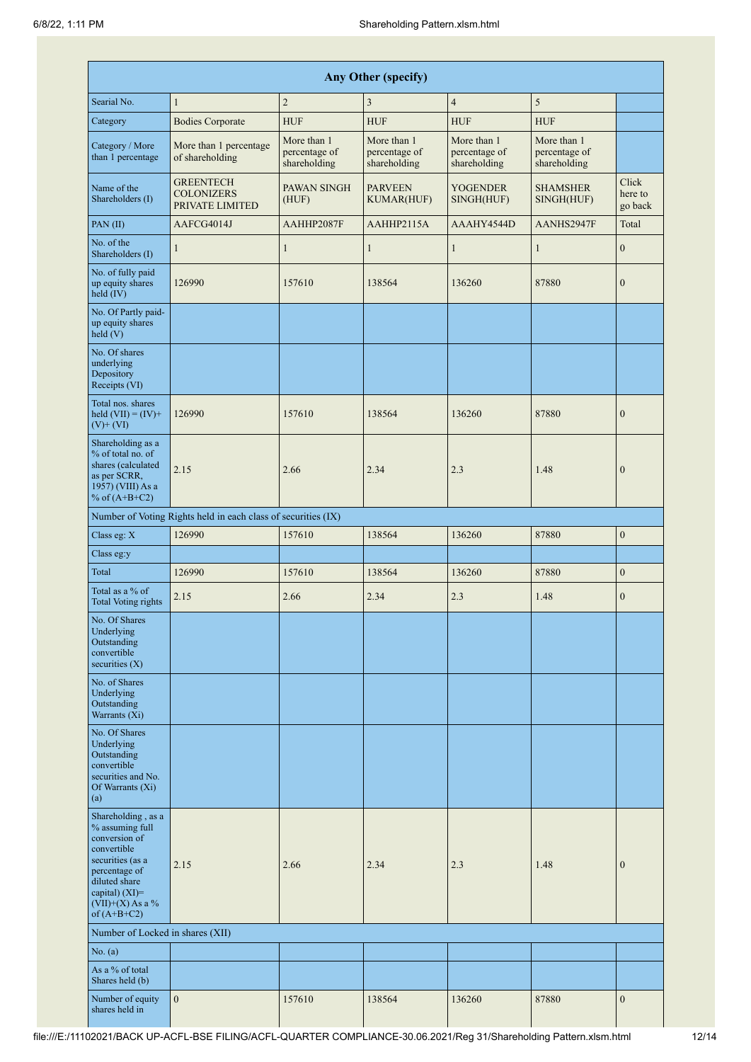| Any Other (specify) | | | | | | |
|---|---|---|---|---|---|---|
| Searial No. | 1 | 2 | 3 | 4 | 5 | |
| Category | Bodies Corporate | HUF | HUF | HUF | HUF | |
| Category / More than 1 percentage | More than 1 percentage of shareholding | More than 1 percentage of shareholding | More than 1 percentage of shareholding | More than 1 percentage of shareholding | More than 1 percentage of shareholding | |
| Name of the Shareholders (I) | GREENTECH COLONIZERS PRIVATE LIMITED | PAWAN SINGH (HUF) | PARVEEN KUMAR(HUF) | YOGENDER SINGH(HUF) | SHAMSHER SINGH(HUF) | Click here to go back |
| PAN (II) | AAFCG4014J | AAHHP2087F | AAHHP2115A | AAAHY4544D | AANHS2947F | Total |
| No. of the Shareholders (I) | 1 | 1 | 1 | 1 | 1 | 0 |
| No. of fully paid up equity shares held (IV) | 126990 | 157610 | 138564 | 136260 | 87880 | 0 |
| No. Of Partly paid-up equity shares held (V) | | | | | | |
| No. Of shares underlying Depository Receipts (VI) | | | | | | |
| Total nos. shares held (VII) = (IV)+(V)+ (VI) | 126990 | 157610 | 138564 | 136260 | 87880 | 0 |
| Shareholding as a % of total no. of shares (calculated as per SCRR, 1957) (VIII) As a % of (A+B+C2) | 2.15 | 2.66 | 2.34 | 2.3 | 1.48 | 0 |
| Number of Voting Rights held in each class of securities (IX) | | | | | | |
| Class eg: X | 126990 | 157610 | 138564 | 136260 | 87880 | 0 |
| Class eg:y | | | | | | |
| Total | 126990 | 157610 | 138564 | 136260 | 87880 | 0 |
| Total as a % of Total Voting rights | 2.15 | 2.66 | 2.34 | 2.3 | 1.48 | 0 |
| No. Of Shares Underlying Outstanding convertible securities (X) | | | | | | |
| No. of Shares Underlying Outstanding Warrants (Xi) | | | | | | |
| No. Of Shares Underlying Outstanding convertible securities and No. Of Warrants (Xi) (a) | | | | | | |
| Shareholding , as a % assuming full conversion of convertible securities (as a percentage of diluted share capital) (XI)= (VII)+(X) As a % of (A+B+C2) | 2.15 | 2.66 | 2.34 | 2.3 | 1.48 | 0 |
| Number of Locked in shares (XII) | | | | | | |
| No. (a) | | | | | | |
| As a % of total Shares held (b) | | | | | | |
| Number of equity shares held in | 0 | 157610 | 138564 | 136260 | 87880 | 0 |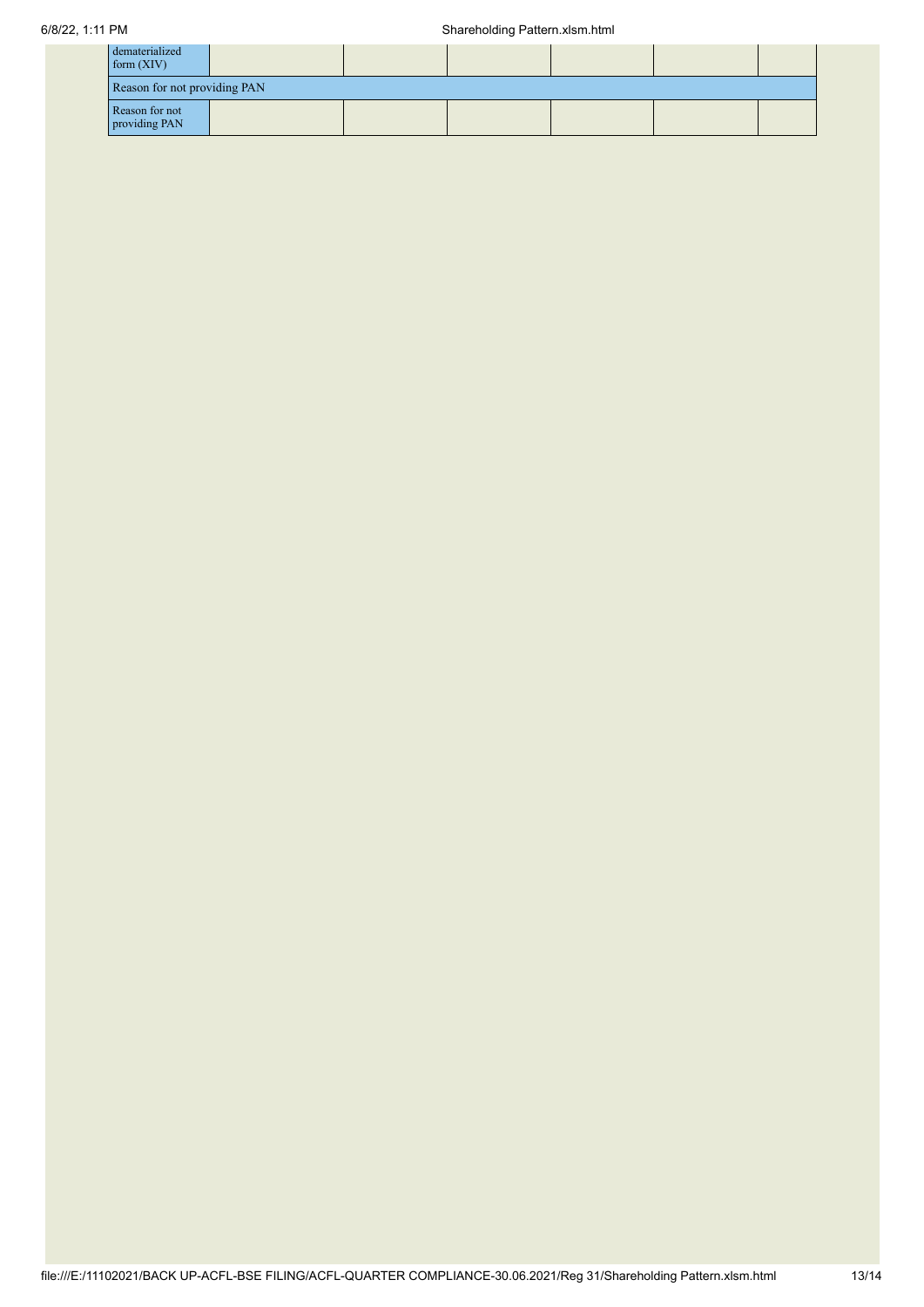| | | | | | | |
|---|---|---|---|---|---|---|
| dematerialized form (XIV) | | | | | | |
| Reason for not providing PAN | | | | | | |
| Reason for not providing PAN | | | | | | |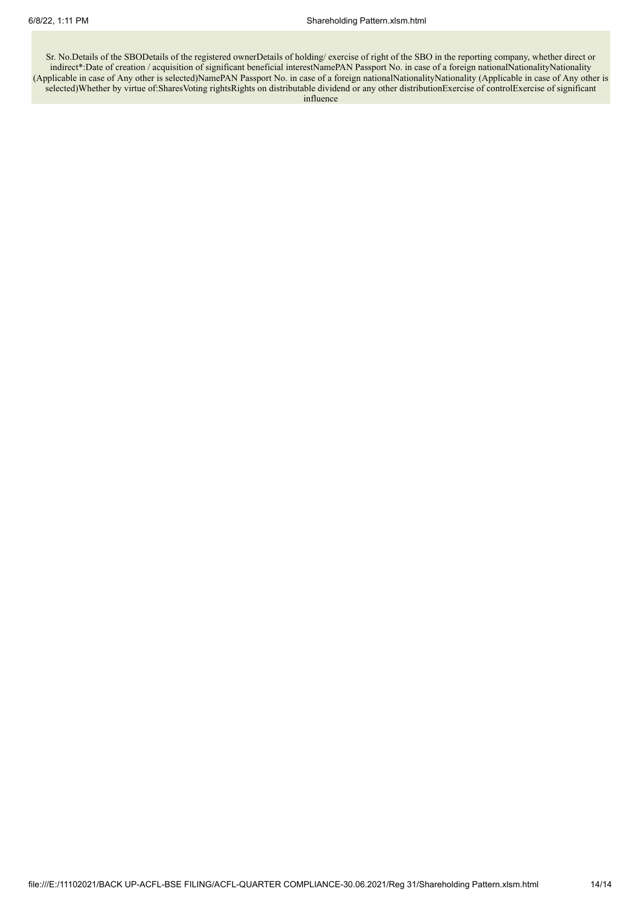Sr. No.Details of the SBODetails of the registered ownerDetails of holding/ exercise of right of the SBO in the reporting company, whether direct or indirect*:Date of creation / acquisition of significant beneficial interestNamePAN Passport No. in case of a foreign nationalNationalityNationality (Applicable in case of Any other is selected)NamePAN Passport No. in case of a foreign nationalNationalityNationality (Applicable in case of Any other is selected)Whether by virtue of:SharesVoting rightsRights on distributable dividend or any other distributionExercise of controlExercise of significant influence